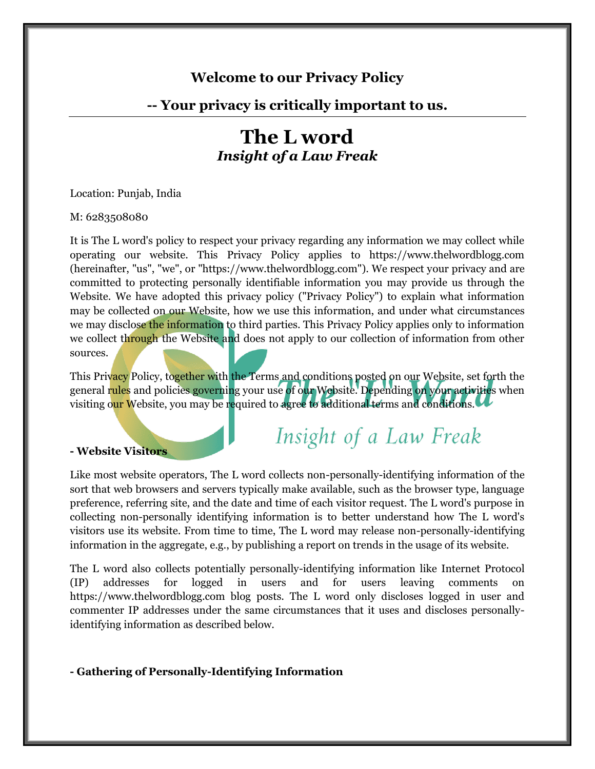**Welcome to our Privacy Policy**

**-- Your privacy is critically important to us.**

---

# The L word

***Insight of a Law Freak***

Location: Punjab, India

M: 6283508080

It is The L word's policy to respect your privacy regarding any information we may collect while operating our website. This Privacy Policy applies to https://www.thelwordblogg.com (hereinafter, "us", "we", or "https://www.thelwordblogg.com"). We respect your privacy and are committed to protecting personally identifiable information you may provide us through the Website. We have adopted this privacy policy ("Privacy Policy") to explain what information may be collected on our Website, how we use this information, and under what circumstances we may disclose the information to third parties. This Privacy Policy applies only to information we collect through the Website and does not apply to our collection of information from other sources.

This Privacy Policy, together with the Terms and conditions posted on our Website, set forth the general rules and policies governing your use of our Website. Depending on your activities when visiting our Website, you may be required to agree to additional terms and conditions.

**- Website Visitors**

Like most website operators, The L word collects non-personally-identifying information of the sort that web browsers and servers typically make available, such as the browser type, language preference, referring site, and the date and time of each visitor request. The L word's purpose in collecting non-personally identifying information is to better understand how The L word's visitors use its website. From time to time, The L word may release non-personally-identifying information in the aggregate, e.g., by publishing a report on trends in the usage of its website.

The L word also collects potentially personally-identifying information like Internet Protocol (IP) addresses for logged in users and for users leaving comments on https://www.thelwordblogg.com blog posts. The L word only discloses logged in user and commenter IP addresses under the same circumstances that it uses and discloses personally-identifying information as described below.

**- Gathering of Personally-Identifying Information**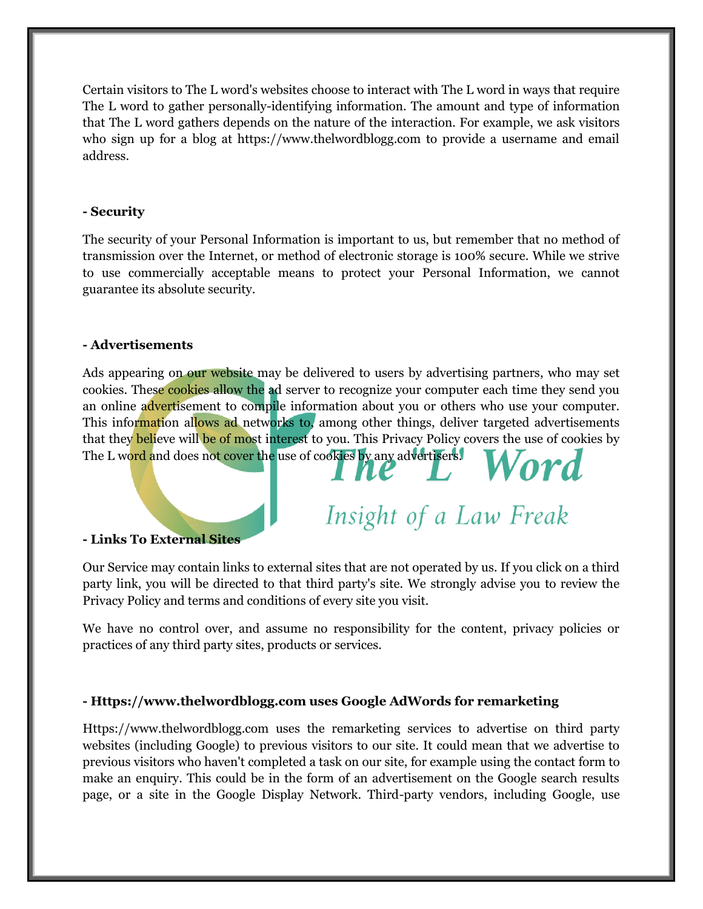Certain visitors to The L word's websites choose to interact with The L word in ways that require The L word to gather personally-identifying information. The amount and type of information that The L word gathers depends on the nature of the interaction. For example, we ask visitors who sign up for a blog at https://www.thelwordblogg.com to provide a username and email address.

**- Security**

The security of your Personal Information is important to us, but remember that no method of transmission over the Internet, or method of electronic storage is 100% secure. While we strive to use commercially acceptable means to protect your Personal Information, we cannot guarantee its absolute security.

**- Advertisements**

Ads appearing on our website may be delivered to users by advertising partners, who may set cookies. These cookies allow the ad server to recognize your computer each time they send you an online advertisement to compile information about you or others who use your computer. This information allows ad networks to, among other things, deliver targeted advertisements that they believe will be of most interest to you. This Privacy Policy covers the use of cookies by The L word and does not cover the use of cookies by any advertisers.

**- Links To External Sites**

Our Service may contain links to external sites that are not operated by us. If you click on a third party link, you will be directed to that third party's site. We strongly advise you to review the Privacy Policy and terms and conditions of every site you visit.

We have no control over, and assume no responsibility for the content, privacy policies or practices of any third party sites, products or services.

**- Https://www.thelwordblogg.com uses Google AdWords for remarketing**

Https://www.thelwordblogg.com uses the remarketing services to advertise on third party websites (including Google) to previous visitors to our site. It could mean that we advertise to previous visitors who haven't completed a task on our site, for example using the contact form to make an enquiry. This could be in the form of an advertisement on the Google search results page, or a site in the Google Display Network. Third-party vendors, including Google, use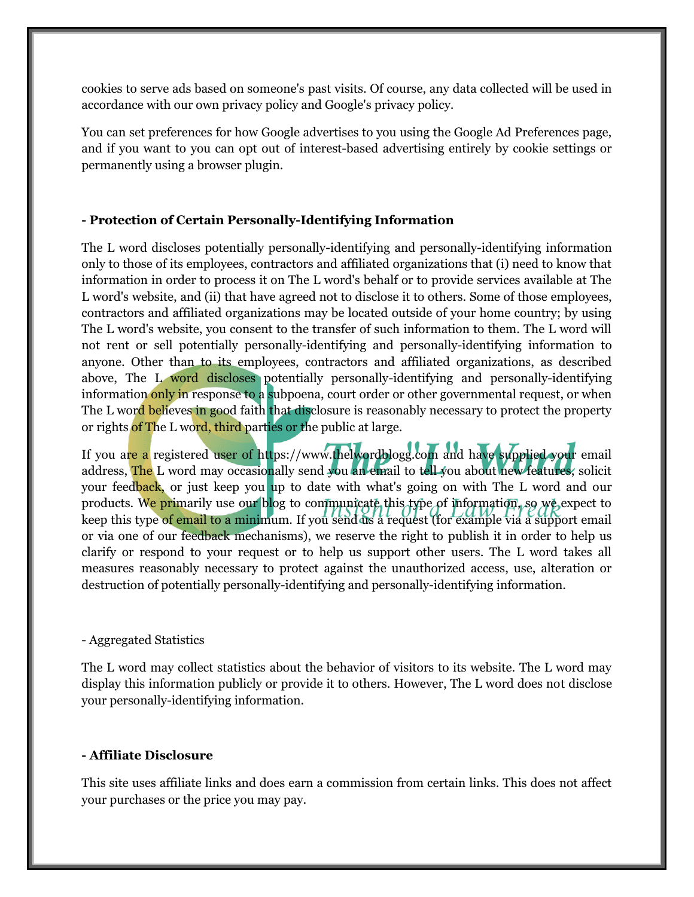cookies to serve ads based on someone's past visits. Of course, any data collected will be used in accordance with our own privacy policy and Google's privacy policy.

You can set preferences for how Google advertises to you using the Google Ad Preferences page, and if you want to you can opt out of interest-based advertising entirely by cookie settings or permanently using a browser plugin.

**- Protection of Certain Personally-Identifying Information**

The L word discloses potentially personally-identifying and personally-identifying information only to those of its employees, contractors and affiliated organizations that (i) need to know that information in order to process it on The L word's behalf or to provide services available at The L word's website, and (ii) that have agreed not to disclose it to others. Some of those employees, contractors and affiliated organizations may be located outside of your home country; by using The L word's website, you consent to the transfer of such information to them. The L word will not rent or sell potentially personally-identifying and personally-identifying information to anyone. Other than to its employees, contractors and affiliated organizations, as described above, The L word discloses potentially personally-identifying and personally-identifying information only in response to a subpoena, court order or other governmental request, or when The L word believes in good faith that disclosure is reasonably necessary to protect the property or rights of The L word, third parties or the public at large.

If you are a registered user of https://www.thelwordblogg.com and have supplied your email address, The L word may occasionally send you an email to tell you about new features, solicit your feedback, or just keep you up to date with what's going on with The L word and our products. We primarily use our blog to communicate this type of information, so we expect to keep this type of email to a minimum. If you send us a request (for example via a support email or via one of our feedback mechanisms), we reserve the right to publish it in order to help us clarify or respond to your request or to help us support other users. The L word takes all measures reasonably necessary to protect against the unauthorized access, use, alteration or destruction of potentially personally-identifying and personally-identifying information.

- Aggregated Statistics

The L word may collect statistics about the behavior of visitors to its website. The L word may display this information publicly or provide it to others. However, The L word does not disclose your personally-identifying information.

**- Affiliate Disclosure**

This site uses affiliate links and does earn a commission from certain links. This does not affect your purchases or the price you may pay.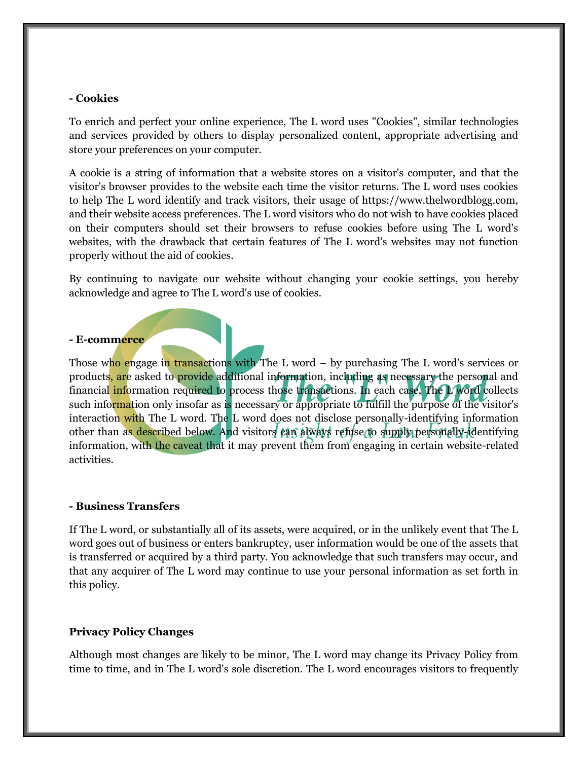**- Cookies**

To enrich and perfect your online experience, The L word uses "Cookies", similar technologies and services provided by others to display personalized content, appropriate advertising and store your preferences on your computer.

A cookie is a string of information that a website stores on a visitor's computer, and that the visitor's browser provides to the website each time the visitor returns. The L word uses cookies to help The L word identify and track visitors, their usage of https://www.thelwordblogg.com, and their website access preferences. The L word visitors who do not wish to have cookies placed on their computers should set their browsers to refuse cookies before using The L word's websites, with the drawback that certain features of The L word's websites may not function properly without the aid of cookies.

By continuing to navigate our website without changing your cookie settings, you hereby acknowledge and agree to The L word's use of cookies.

**- E-commerce**

Those who engage in transactions with The L word – by purchasing The L word's services or products, are asked to provide additional information, including as necessary the personal and financial information required to process those transactions. In each case, The L word collects such information only insofar as is necessary or appropriate to fulfill the purpose of the visitor's interaction with The L word. The L word does not disclose personally-identifying information other than as described below. And visitors can always refuse to supply personally-identifying information, with the caveat that it may prevent them from engaging in certain website-related activities.

**- Business Transfers**

If The L word, or substantially all of its assets, were acquired, or in the unlikely event that The L word goes out of business or enters bankruptcy, user information would be one of the assets that is transferred or acquired by a third party. You acknowledge that such transfers may occur, and that any acquirer of The L word may continue to use your personal information as set forth in this policy.

**Privacy Policy Changes**

Although most changes are likely to be minor, The L word may change its Privacy Policy from time to time, and in The L word's sole discretion. The L word encourages visitors to frequently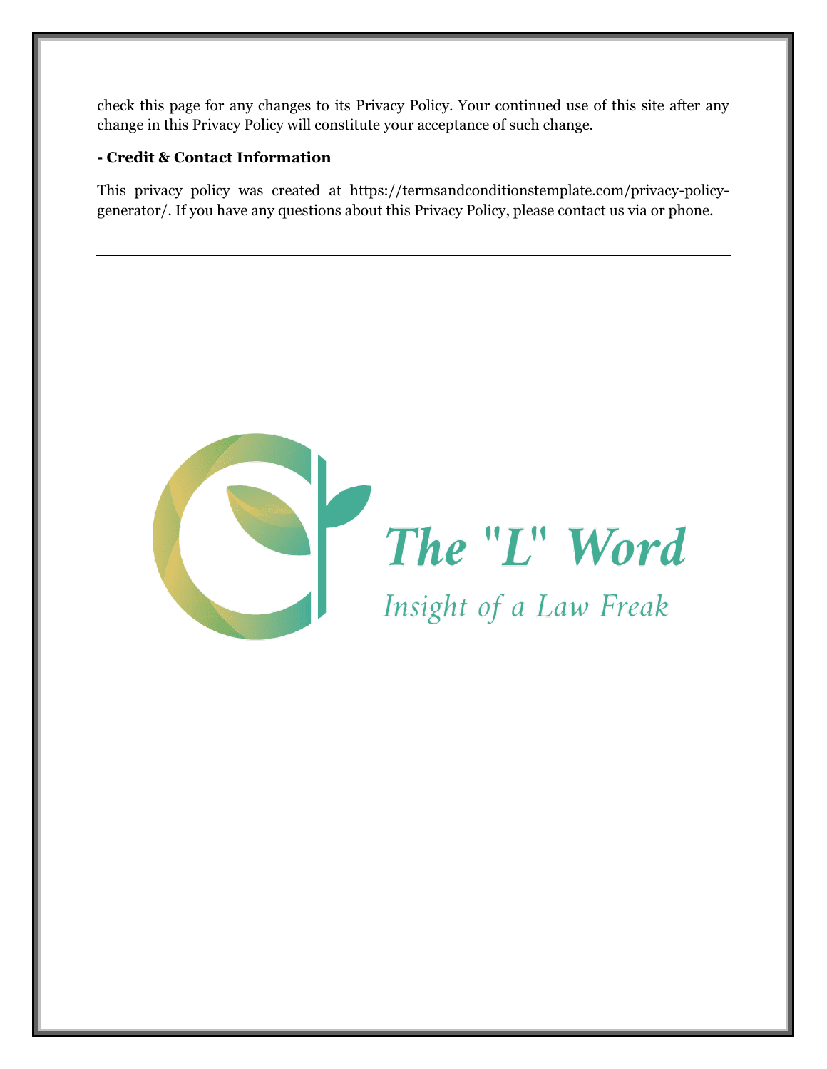check this page for any changes to its Privacy Policy. Your continued use of this site after any change in this Privacy Policy will constitute your acceptance of such change.

**- Credit & Contact Information**

This privacy policy was created at https://termsandconditionstemplate.com/privacy-policy-generator/. If you have any questions about this Privacy Policy, please contact us via or phone.

---

The "L" Word

Insight of a Law Freak